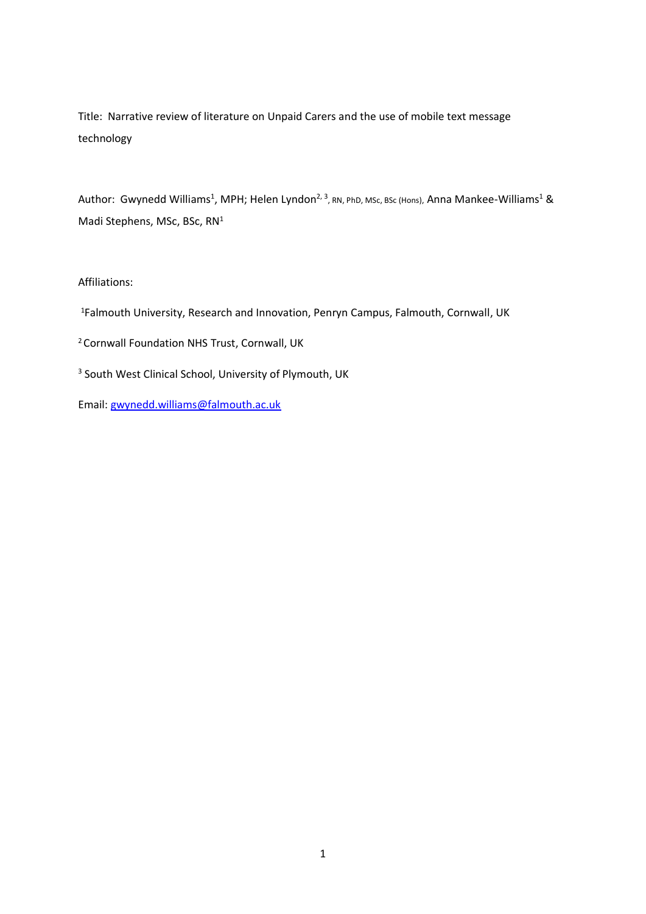Title: Narrative review of literature on Unpaid Carers and the use of mobile text message technology

Author: Gwynedd Williams[1], MPH; Helen Lyndon[2, 3], RN, PhD, MSc, BSc (Hons), Anna Mankee-Williams[1] & Madi Stephens, MSc, BSc, RN[1]

Affiliations:

[1]Falmouth University, Research and Innovation, Penryn Campus, Falmouth, Cornwall, UK

[2]Cornwall Foundation NHS Trust, Cornwall, UK

[3]South West Clinical School, University of Plymouth, UK

Email: gwynedd.williams@falmouth.ac.uk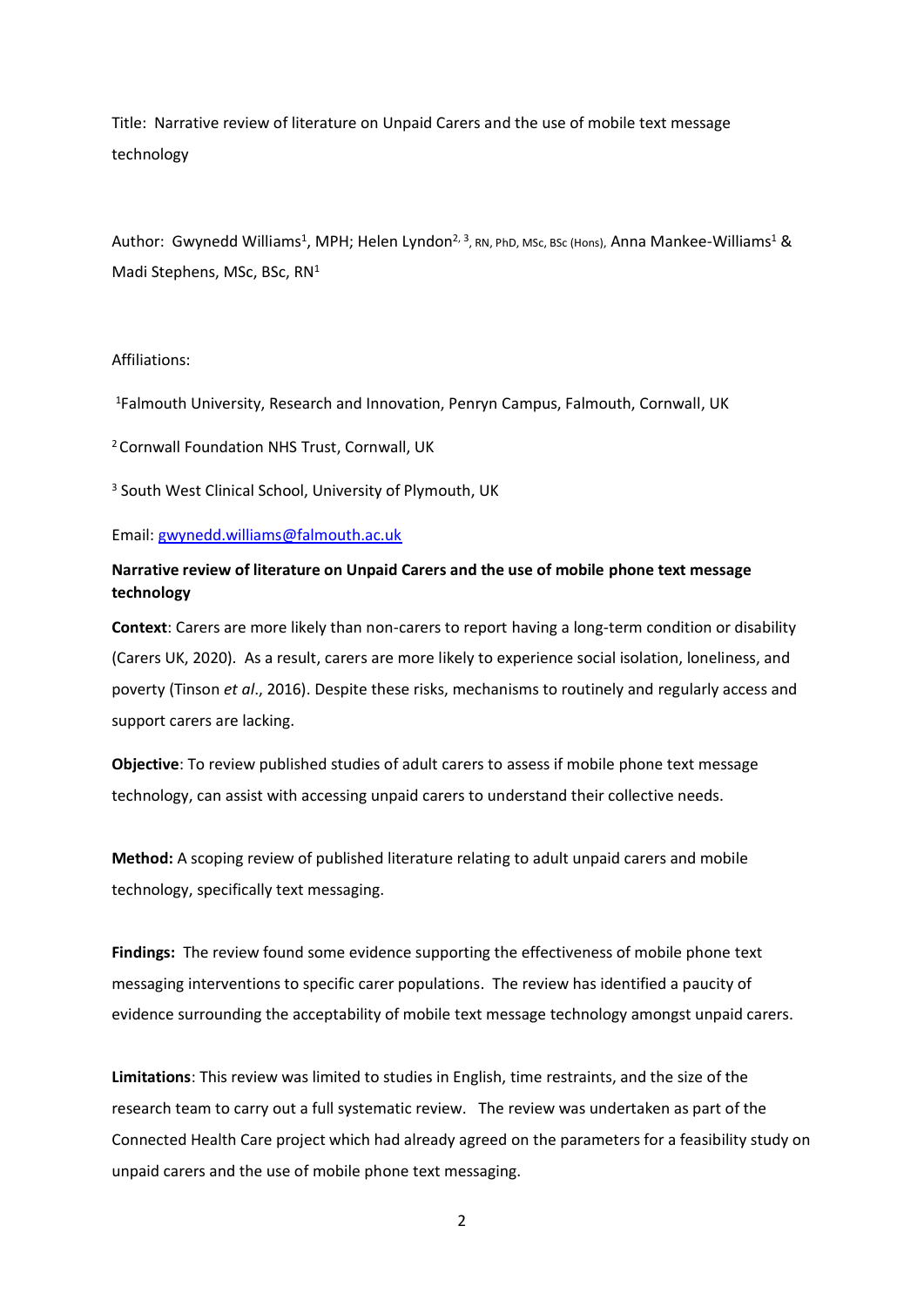Title: Narrative review of literature on Unpaid Carers and the use of mobile text message technology

Author: Gwynedd Williams[1], MPH; Helen Lyndon[2, 3], RN, PhD, MSc, BSc (Hons), Anna Mankee-Williams[1] & Madi Stephens, MSc, BSc, RN[1]

Affiliations:

[1]Falmouth University, Research and Innovation, Penryn Campus, Falmouth, Cornwall, UK

[2]Cornwall Foundation NHS Trust, Cornwall, UK

[3] South West Clinical School, University of Plymouth, UK

Email: gwynedd.williams@falmouth.ac.uk

## Narrative review of literature on Unpaid Carers and the use of mobile phone text message technology

**Context**: Carers are more likely than non-carers to report having a long-term condition or disability (Carers UK, 2020). As a result, carers are more likely to experience social isolation, loneliness, and poverty (Tinson *et al*., 2016). Despite these risks, mechanisms to routinely and regularly access and support carers are lacking.

**Objective**: To review published studies of adult carers to assess if mobile phone text message technology, can assist with accessing unpaid carers to understand their collective needs.

**Method:** A scoping review of published literature relating to adult unpaid carers and mobile technology, specifically text messaging.

**Findings:** The review found some evidence supporting the effectiveness of mobile phone text messaging interventions to specific carer populations. The review has identified a paucity of evidence surrounding the acceptability of mobile text message technology amongst unpaid carers.

**Limitations**: This review was limited to studies in English, time restraints, and the size of the research team to carry out a full systematic review. The review was undertaken as part of the Connected Health Care project which had already agreed on the parameters for a feasibility study on unpaid carers and the use of mobile phone text messaging.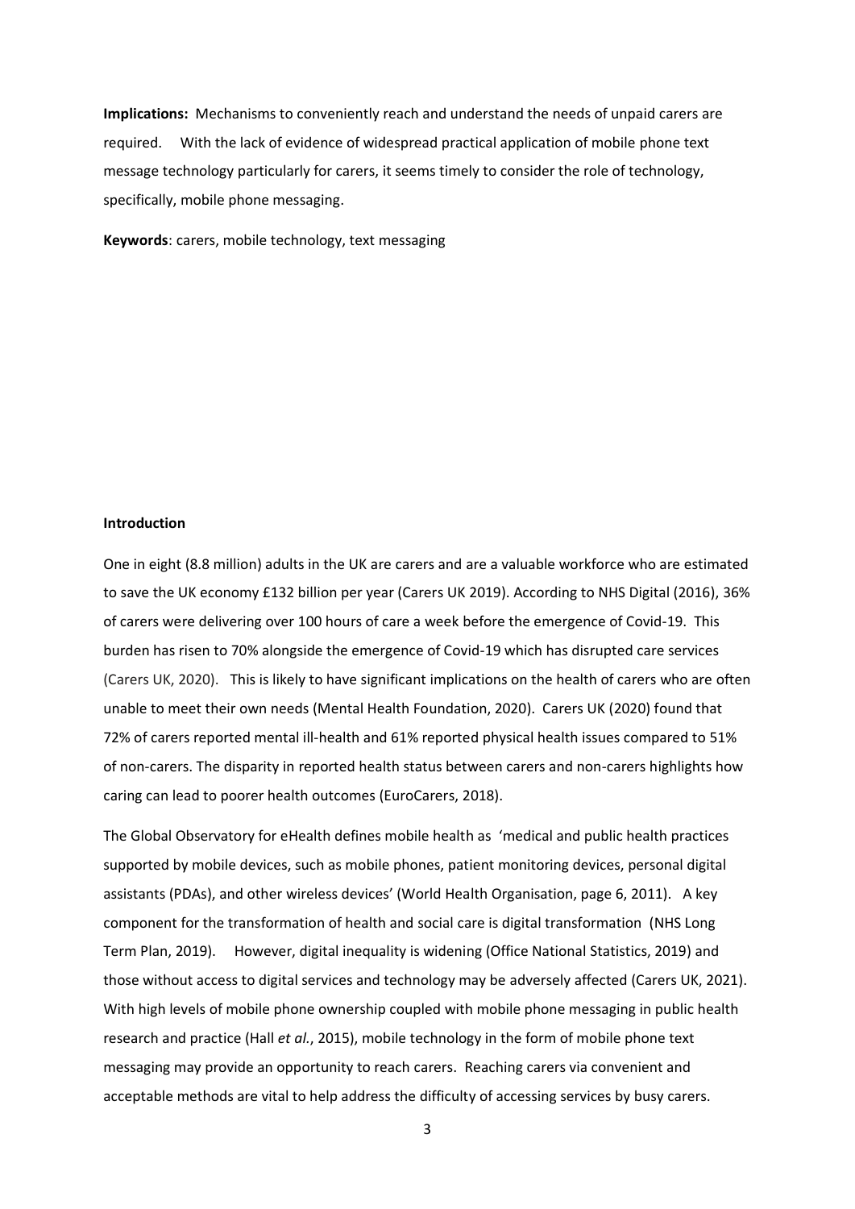**Implications:** Mechanisms to conveniently reach and understand the needs of unpaid carers are required. With the lack of evidence of widespread practical application of mobile phone text message technology particularly for carers, it seems timely to consider the role of technology, specifically, mobile phone messaging.

**Keywords**: carers, mobile technology, text messaging

## Introduction

One in eight (8.8 million) adults in the UK are carers and are a valuable workforce who are estimated to save the UK economy £132 billion per year (Carers UK 2019). According to NHS Digital (2016), 36% of carers were delivering over 100 hours of care a week before the emergence of Covid-19. This burden has risen to 70% alongside the emergence of Covid-19 which has disrupted care services (Carers UK, 2020). This is likely to have significant implications on the health of carers who are often unable to meet their own needs (Mental Health Foundation, 2020). Carers UK (2020) found that 72% of carers reported mental ill-health and 61% reported physical health issues compared to 51% of non-carers. The disparity in reported health status between carers and non-carers highlights how caring can lead to poorer health outcomes (EuroCarers, 2018).

The Global Observatory for eHealth defines mobile health as 'medical and public health practices supported by mobile devices, such as mobile phones, patient monitoring devices, personal digital assistants (PDAs), and other wireless devices' (World Health Organisation, page 6, 2011). A key component for the transformation of health and social care is digital transformation (NHS Long Term Plan, 2019). However, digital inequality is widening (Office National Statistics, 2019) and those without access to digital services and technology may be adversely affected (Carers UK, 2021). With high levels of mobile phone ownership coupled with mobile phone messaging in public health research and practice (Hall *et al.*, 2015), mobile technology in the form of mobile phone text messaging may provide an opportunity to reach carers. Reaching carers via convenient and acceptable methods are vital to help address the difficulty of accessing services by busy carers.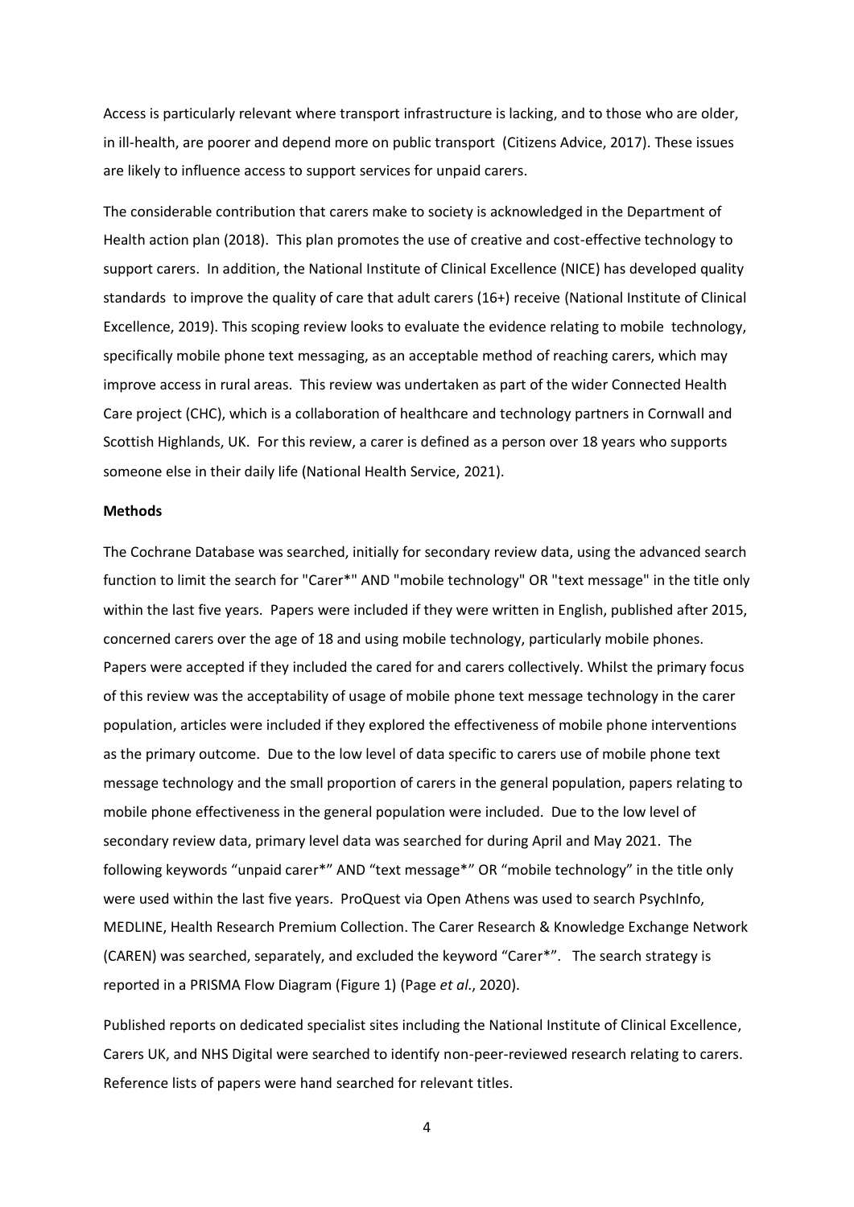Access is particularly relevant where transport infrastructure is lacking, and to those who are older, in ill-health, are poorer and depend more on public transport (Citizens Advice, 2017). These issues are likely to influence access to support services for unpaid carers.

The considerable contribution that carers make to society is acknowledged in the Department of Health action plan (2018). This plan promotes the use of creative and cost-effective technology to support carers. In addition, the National Institute of Clinical Excellence (NICE) has developed quality standards to improve the quality of care that adult carers (16+) receive (National Institute of Clinical Excellence, 2019). This scoping review looks to evaluate the evidence relating to mobile technology, specifically mobile phone text messaging, as an acceptable method of reaching carers, which may improve access in rural areas. This review was undertaken as part of the wider Connected Health Care project (CHC), which is a collaboration of healthcare and technology partners in Cornwall and Scottish Highlands, UK. For this review, a carer is defined as a person over 18 years who supports someone else in their daily life (National Health Service, 2021).

**Methods**

The Cochrane Database was searched, initially for secondary review data, using the advanced search function to limit the search for "Carer*" AND "mobile technology" OR "text message" in the title only within the last five years. Papers were included if they were written in English, published after 2015, concerned carers over the age of 18 and using mobile technology, particularly mobile phones. Papers were accepted if they included the cared for and carers collectively. Whilst the primary focus of this review was the acceptability of usage of mobile phone text message technology in the carer population, articles were included if they explored the effectiveness of mobile phone interventions as the primary outcome. Due to the low level of data specific to carers use of mobile phone text message technology and the small proportion of carers in the general population, papers relating to mobile phone effectiveness in the general population were included. Due to the low level of secondary review data, primary level data was searched for during April and May 2021. The following keywords "unpaid carer*" AND "text message*" OR "mobile technology" in the title only were used within the last five years. ProQuest via Open Athens was used to search PsychInfo, MEDLINE, Health Research Premium Collection. The Carer Research & Knowledge Exchange Network (CAREN) was searched, separately, and excluded the keyword "Carer*". The search strategy is reported in a PRISMA Flow Diagram (Figure 1) (Page *et al.*, 2020).

Published reports on dedicated specialist sites including the National Institute of Clinical Excellence, Carers UK, and NHS Digital were searched to identify non-peer-reviewed research relating to carers. Reference lists of papers were hand searched for relevant titles.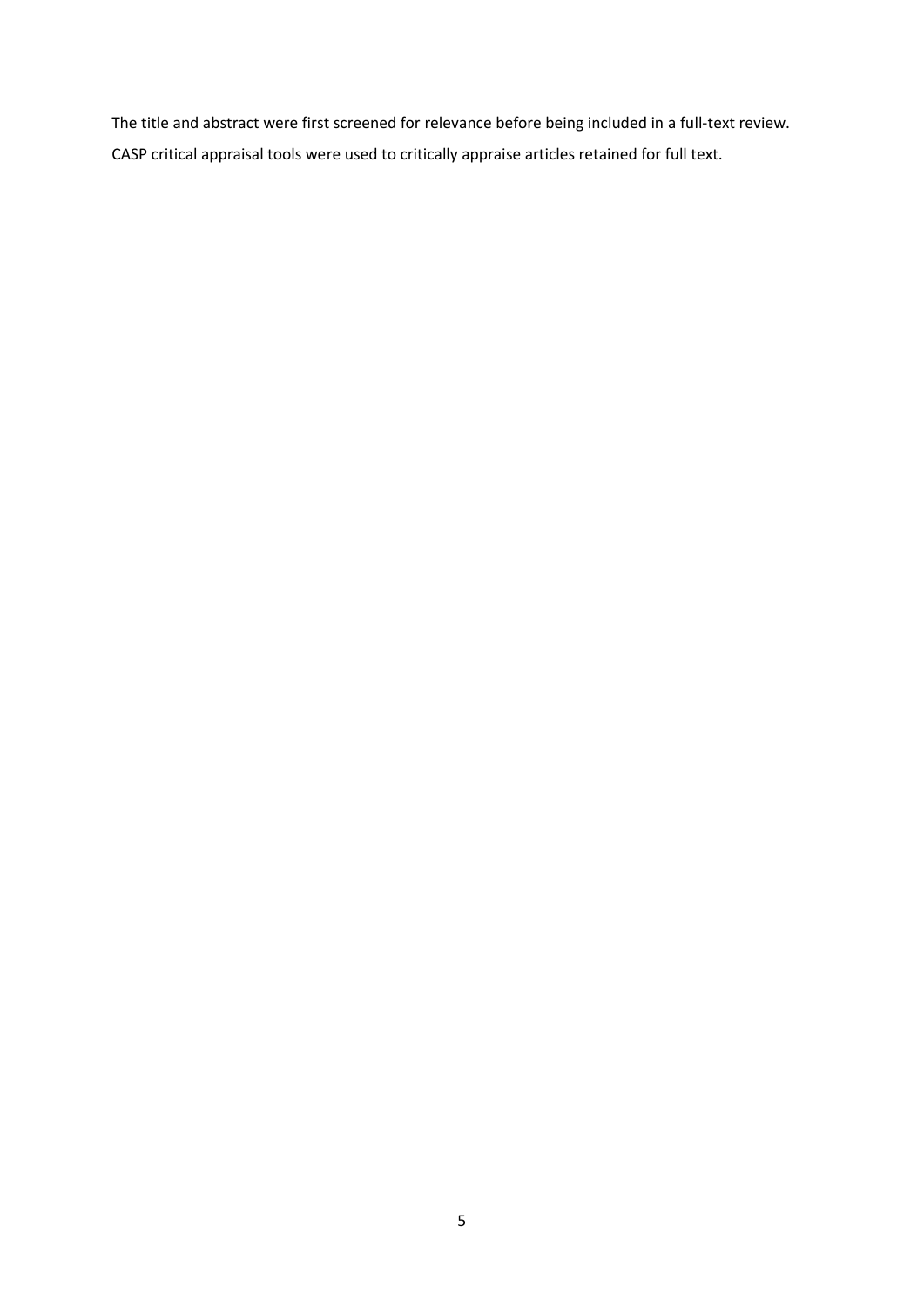The title and abstract were first screened for relevance before being included in a full-text review. CASP critical appraisal tools were used to critically appraise articles retained for full text.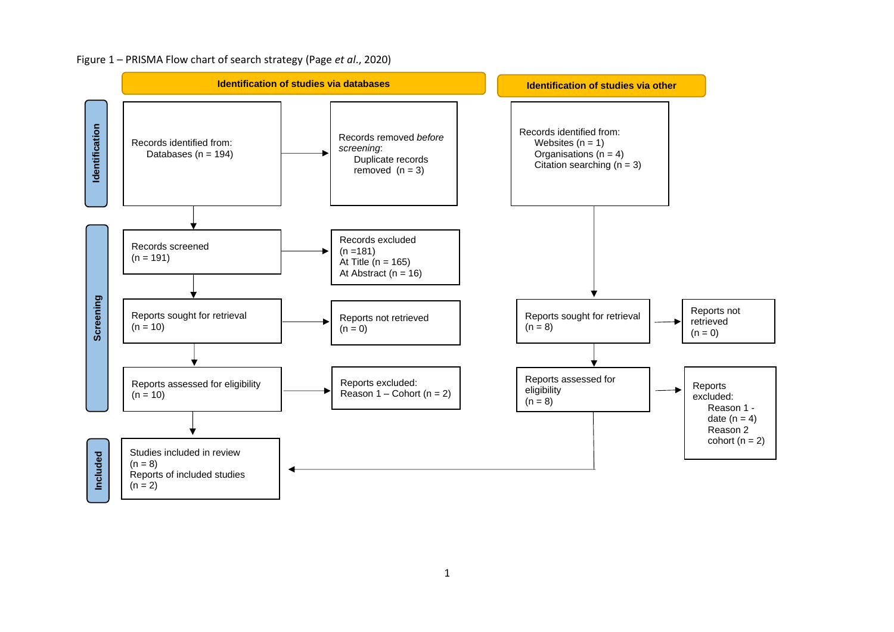Figure 1 – PRISMA Flow chart of search strategy (Page *et al*., 2020)

**Identification of studies via databases**

**Identification**

Records identified from:
Databases (n = 194)

→ Records removed *before screening*:
Duplicate records removed (n = 3)

**Screening**

Records screened
(n = 191)

→ Records excluded
(n =181)
At Title (n = 165)
At Abstract (n = 16)

Reports sought for retrieval
(n = 10)

→ Reports not retrieved
(n = 0)

Reports assessed for eligibility
(n = 10)

→ Reports excluded:
Reason 1 – Cohort (n = 2)

**Included**

Studies included in review
(n = 8)
Reports of included studies
(n = 2)

**Identification of studies via other**

Records identified from:
Websites (n = 1)
Organisations (n = 4)
Citation searching (n = 3)

Reports sought for retrieval
(n = 8)

→ Reports not retrieved
(n = 0)

Reports assessed for eligibility
(n = 8)

→ Reports excluded:
Reason 1 - date (n = 4)
Reason 2 cohort (n = 2)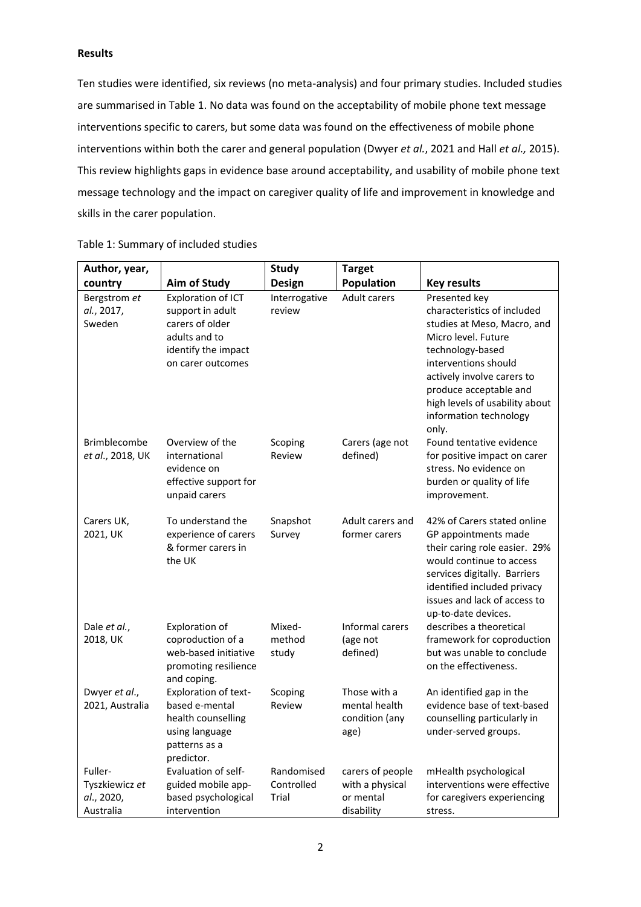**Results**

Ten studies were identified, six reviews (no meta-analysis) and four primary studies. Included studies are summarised in Table 1. No data was found on the acceptability of mobile phone text message interventions specific to carers, but some data was found on the effectiveness of mobile phone interventions within both the carer and general population (Dwyer *et al.*, 2021 and Hall *et al.,* 2015). This review highlights gaps in evidence base around acceptability, and usability of mobile phone text message technology and the impact on caregiver quality of life and improvement in knowledge and skills in the carer population.

Table 1: Summary of included studies

| Author, year, country | Aim of Study | Study Design | Target Population | Key results |
|---|---|---|---|---|
| Bergstrom *et al.*, 2017, Sweden | Exploration of ICT support in adult carers of older adults and to identify the impact on carer outcomes | Interrogative review | Adult carers | Presented key characteristics of included studies at Meso, Macro, and Micro level. Future technology-based interventions should actively involve carers to produce acceptable and high levels of usability about information technology only. |
| Brimblecombe *et al.*, 2018, UK | Overview of the international evidence on effective support for unpaid carers | Scoping Review | Carers (age not defined) | Found tentative evidence for positive impact on carer stress. No evidence on burden or quality of life improvement. |
| Carers UK, 2021, UK | To understand the experience of carers & former carers in the UK | Snapshot Survey | Adult carers and former carers | 42% of Carers stated online GP appointments made their caring role easier. 29% would continue to access services digitally. Barriers identified included privacy issues and lack of access to up-to-date devices. |
| Dale *et al.*, 2018, UK | Exploration of coproduction of a web-based initiative promoting resilience and coping. | Mixed-method study | Informal carers (age not defined) | describes a theoretical framework for coproduction but was unable to conclude on the effectiveness. |
| Dwyer *et al.*, 2021, Australia | Exploration of text-based e-mental health counselling using language patterns as a predictor. | Scoping Review | Those with a mental health condition (any age) | An identified gap in the evidence base of text-based counselling particularly in under-served groups. |
| Fuller-Tyszkiewicz *et al.*, 2020, Australia | Evaluation of self-guided mobile app-based psychological intervention | Randomised Controlled Trial | carers of people with a physical or mental disability | mHealth psychological interventions were effective for caregivers experiencing stress. |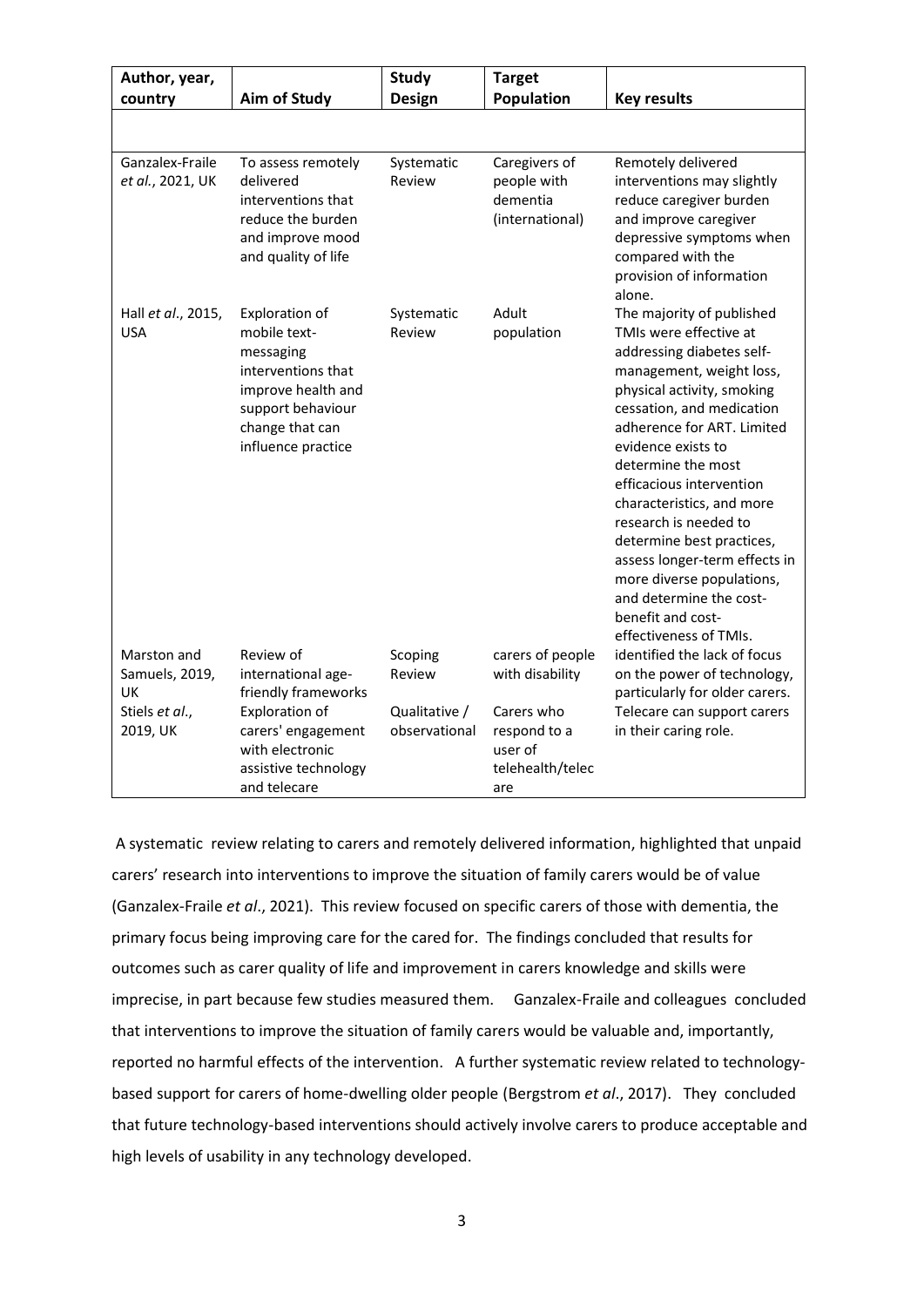| Author, year, country | Aim of Study | Study Design | Target Population | Key results |
|---|---|---|---|---|
| | | | | |
| Ganzalex-Fraile *et al.*, 2021, UK | To assess remotely delivered interventions that reduce the burden and improve mood and quality of life | Systematic Review | Caregivers of people with dementia (international) | Remotely delivered interventions may slightly reduce caregiver burden and improve caregiver depressive symptoms when compared with the provision of information alone. |
| Hall *et al.*, 2015, USA | Exploration of mobile text-messaging interventions that improve health and support behaviour change that can influence practice | Systematic Review | Adult population | The majority of published TMIs were effective at addressing diabetes self-management, weight loss, physical activity, smoking cessation, and medication adherence for ART. Limited evidence exists to determine the most efficacious intervention characteristics, and more research is needed to determine best practices, assess longer-term effects in more diverse populations, and determine the cost-benefit and cost-effectiveness of TMIs. |
| Marston and Samuels, 2019, UK | Review of international age-friendly frameworks | Scoping Review | carers of people with disability | identified the lack of focus on the power of technology, particularly for older carers. |
| Stiels *et al.*, 2019, UK | Exploration of carers' engagement with electronic assistive technology and telecare | Qualitative / observational | Carers who respond to a user of telehealth/telecare | Telecare can support carers in their caring role. |

A systematic review relating to carers and remotely delivered information, highlighted that unpaid carers' research into interventions to improve the situation of family carers would be of value (Ganzalex-Fraile *et al*., 2021). This review focused on specific carers of those with dementia, the primary focus being improving care for the cared for. The findings concluded that results for outcomes such as carer quality of life and improvement in carers knowledge and skills were imprecise, in part because few studies measured them. Ganzalex-Fraile and colleagues concluded that interventions to improve the situation of family carers would be valuable and, importantly, reported no harmful effects of the intervention. A further systematic review related to technology-based support for carers of home-dwelling older people (Bergstrom *et al*., 2017). They concluded that future technology-based interventions should actively involve carers to produce acceptable and high levels of usability in any technology developed.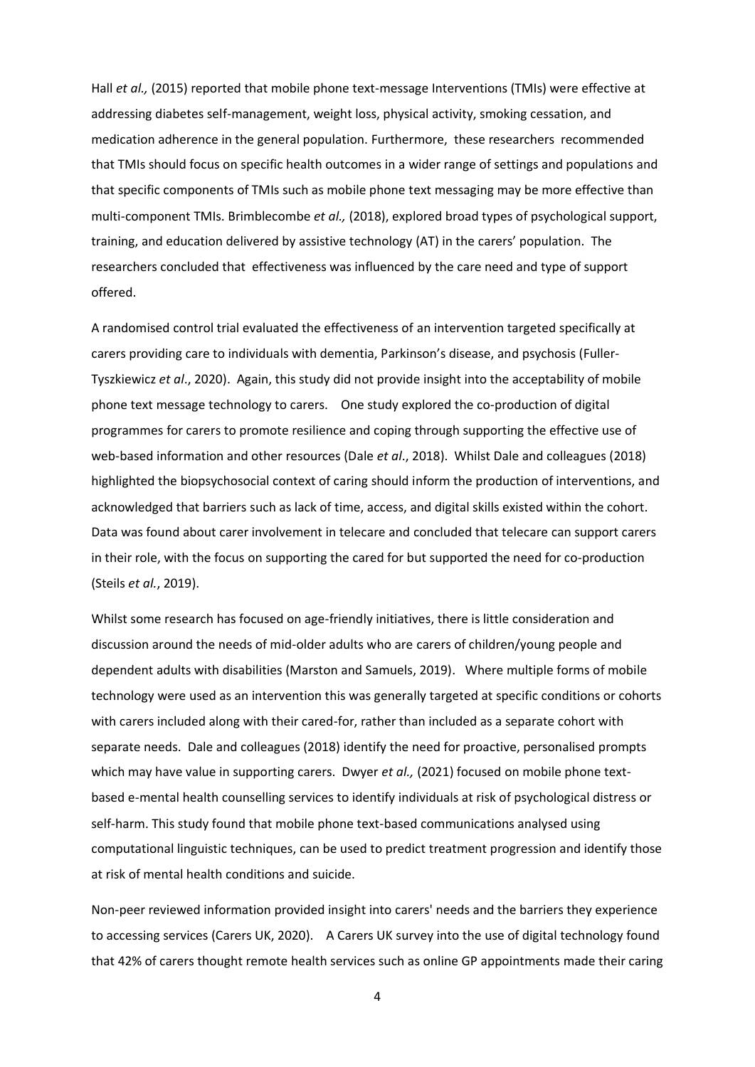Hall *et al.,* (2015) reported that mobile phone text-message Interventions (TMIs) were effective at addressing diabetes self-management, weight loss, physical activity, smoking cessation, and medication adherence in the general population. Furthermore, these researchers recommended that TMIs should focus on specific health outcomes in a wider range of settings and populations and that specific components of TMIs such as mobile phone text messaging may be more effective than multi-component TMIs. Brimblecombe *et al.,* (2018), explored broad types of psychological support, training, and education delivered by assistive technology (AT) in the carers' population. The researchers concluded that effectiveness was influenced by the care need and type of support offered.

A randomised control trial evaluated the effectiveness of an intervention targeted specifically at carers providing care to individuals with dementia, Parkinson's disease, and psychosis (Fuller-Tyszkiewicz *et al*., 2020). Again, this study did not provide insight into the acceptability of mobile phone text message technology to carers. One study explored the co-production of digital programmes for carers to promote resilience and coping through supporting the effective use of web-based information and other resources (Dale *et al*., 2018). Whilst Dale and colleagues (2018) highlighted the biopsychosocial context of caring should inform the production of interventions, and acknowledged that barriers such as lack of time, access, and digital skills existed within the cohort. Data was found about carer involvement in telecare and concluded that telecare can support carers in their role, with the focus on supporting the cared for but supported the need for co-production (Steils *et al.*, 2019).

Whilst some research has focused on age-friendly initiatives, there is little consideration and discussion around the needs of mid-older adults who are carers of children/young people and dependent adults with disabilities (Marston and Samuels, 2019). Where multiple forms of mobile technology were used as an intervention this was generally targeted at specific conditions or cohorts with carers included along with their cared-for, rather than included as a separate cohort with separate needs. Dale and colleagues (2018) identify the need for proactive, personalised prompts which may have value in supporting carers. Dwyer *et al.,* (2021) focused on mobile phone text-based e-mental health counselling services to identify individuals at risk of psychological distress or self-harm. This study found that mobile phone text-based communications analysed using computational linguistic techniques, can be used to predict treatment progression and identify those at risk of mental health conditions and suicide.

Non-peer reviewed information provided insight into carers' needs and the barriers they experience to accessing services (Carers UK, 2020). A Carers UK survey into the use of digital technology found that 42% of carers thought remote health services such as online GP appointments made their caring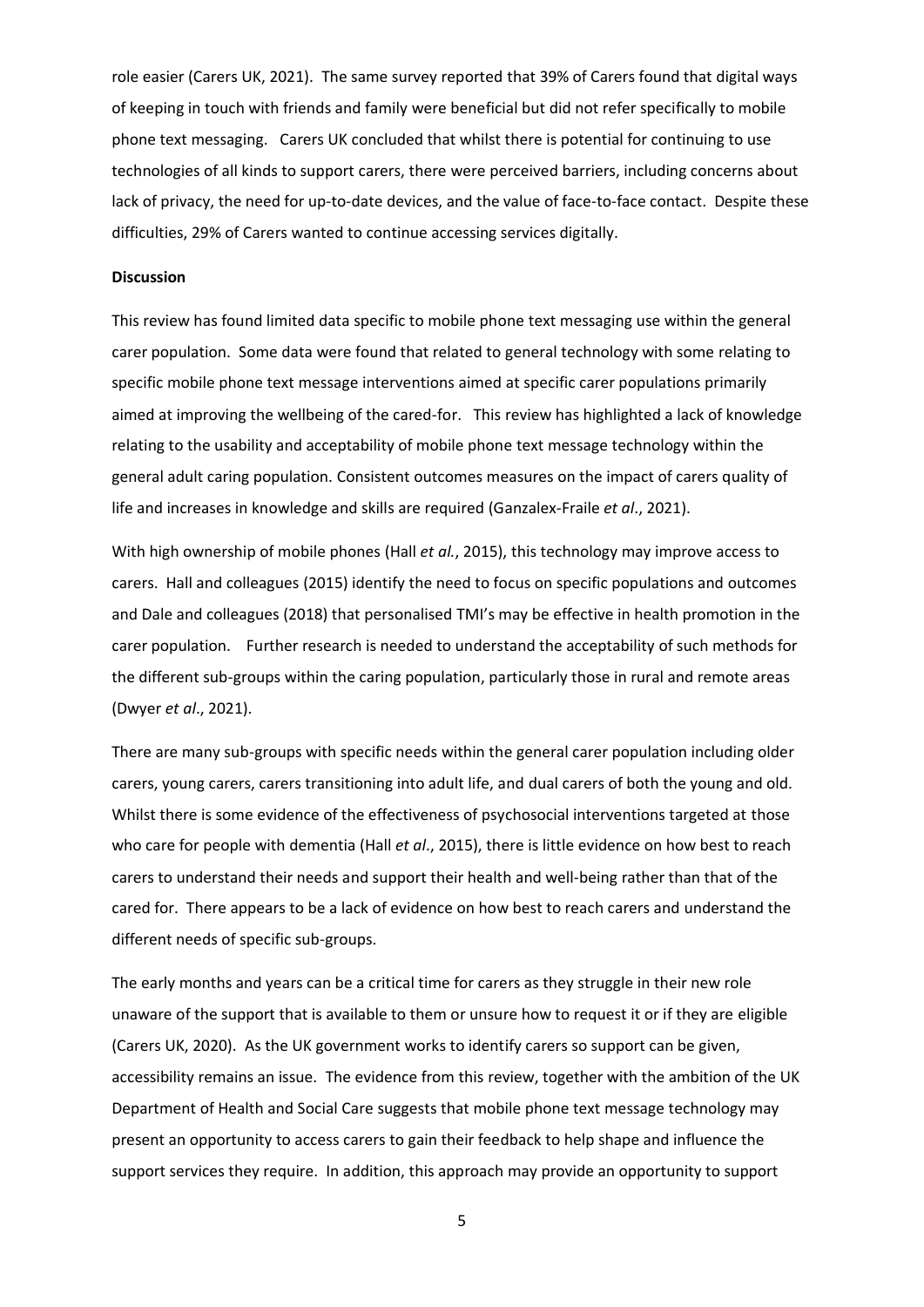role easier (Carers UK, 2021). The same survey reported that 39% of Carers found that digital ways of keeping in touch with friends and family were beneficial but did not refer specifically to mobile phone text messaging. Carers UK concluded that whilst there is potential for continuing to use technologies of all kinds to support carers, there were perceived barriers, including concerns about lack of privacy, the need for up-to-date devices, and the value of face-to-face contact. Despite these difficulties, 29% of Carers wanted to continue accessing services digitally.

**Discussion**

This review has found limited data specific to mobile phone text messaging use within the general carer population. Some data were found that related to general technology with some relating to specific mobile phone text message interventions aimed at specific carer populations primarily aimed at improving the wellbeing of the cared-for. This review has highlighted a lack of knowledge relating to the usability and acceptability of mobile phone text message technology within the general adult caring population. Consistent outcomes measures on the impact of carers quality of life and increases in knowledge and skills are required (Ganzalex-Fraile *et al*., 2021).

With high ownership of mobile phones (Hall *et al.*, 2015), this technology may improve access to carers. Hall and colleagues (2015) identify the need to focus on specific populations and outcomes and Dale and colleagues (2018) that personalised TMI's may be effective in health promotion in the carer population. Further research is needed to understand the acceptability of such methods for the different sub-groups within the caring population, particularly those in rural and remote areas (Dwyer *et al*., 2021).

There are many sub-groups with specific needs within the general carer population including older carers, young carers, carers transitioning into adult life, and dual carers of both the young and old. Whilst there is some evidence of the effectiveness of psychosocial interventions targeted at those who care for people with dementia (Hall *et al*., 2015), there is little evidence on how best to reach carers to understand their needs and support their health and well-being rather than that of the cared for. There appears to be a lack of evidence on how best to reach carers and understand the different needs of specific sub-groups.

The early months and years can be a critical time for carers as they struggle in their new role unaware of the support that is available to them or unsure how to request it or if they are eligible (Carers UK, 2020). As the UK government works to identify carers so support can be given, accessibility remains an issue. The evidence from this review, together with the ambition of the UK Department of Health and Social Care suggests that mobile phone text message technology may present an opportunity to access carers to gain their feedback to help shape and influence the support services they require. In addition, this approach may provide an opportunity to support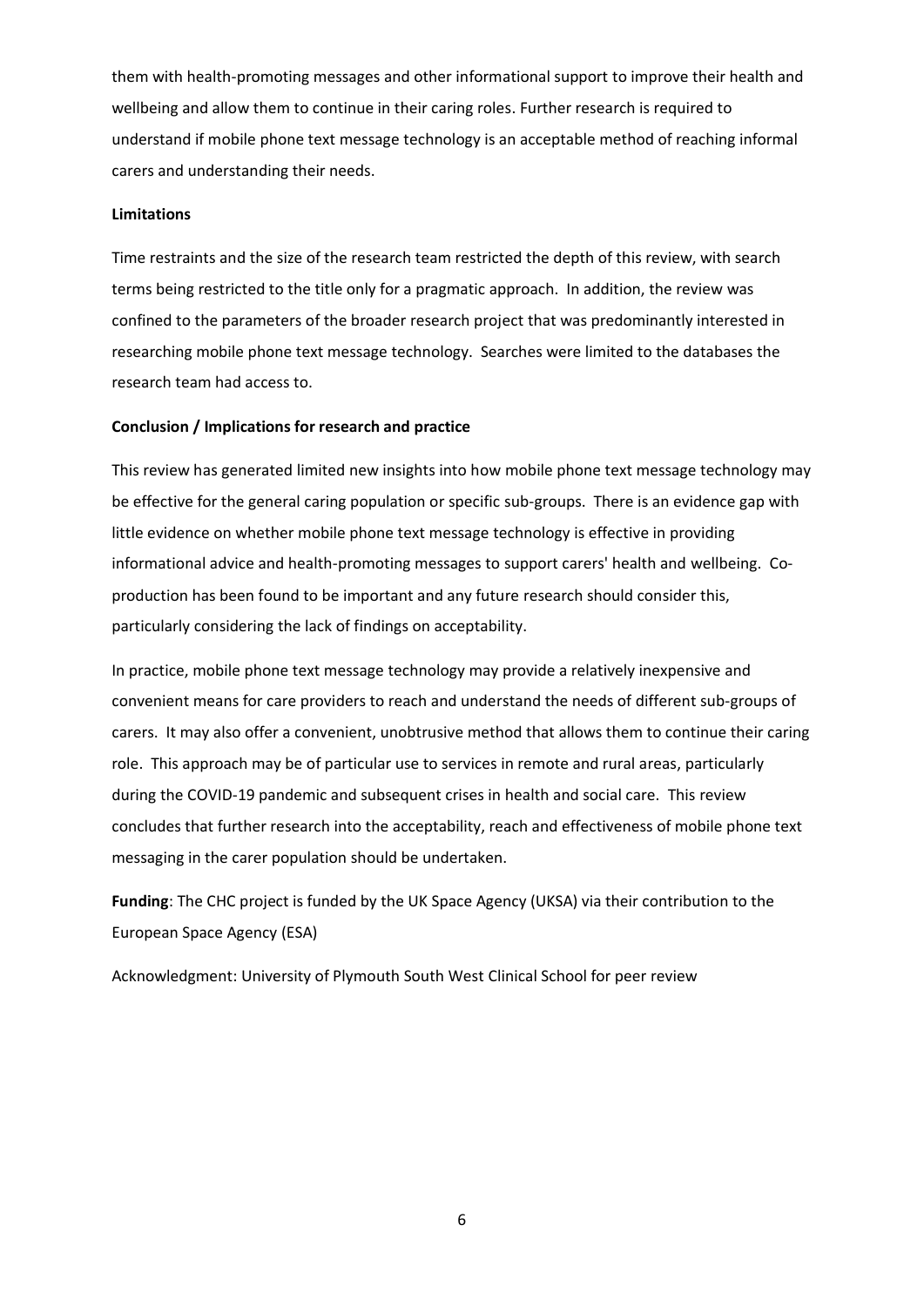them with health-promoting messages and other informational support to improve their health and wellbeing and allow them to continue in their caring roles. Further research is required to understand if mobile phone text message technology is an acceptable method of reaching informal carers and understanding their needs.

**Limitations**

Time restraints and the size of the research team restricted the depth of this review, with search terms being restricted to the title only for a pragmatic approach. In addition, the review was confined to the parameters of the broader research project that was predominantly interested in researching mobile phone text message technology. Searches were limited to the databases the research team had access to.

**Conclusion / Implications for research and practice**

This review has generated limited new insights into how mobile phone text message technology may be effective for the general caring population or specific sub-groups. There is an evidence gap with little evidence on whether mobile phone text message technology is effective in providing informational advice and health-promoting messages to support carers' health and wellbeing. Co-production has been found to be important and any future research should consider this, particularly considering the lack of findings on acceptability.

In practice, mobile phone text message technology may provide a relatively inexpensive and convenient means for care providers to reach and understand the needs of different sub-groups of carers. It may also offer a convenient, unobtrusive method that allows them to continue their caring role. This approach may be of particular use to services in remote and rural areas, particularly during the COVID-19 pandemic and subsequent crises in health and social care. This review concludes that further research into the acceptability, reach and effectiveness of mobile phone text messaging in the carer population should be undertaken.

**Funding**: The CHC project is funded by the UK Space Agency (UKSA) via their contribution to the European Space Agency (ESA)

Acknowledgment: University of Plymouth South West Clinical School for peer review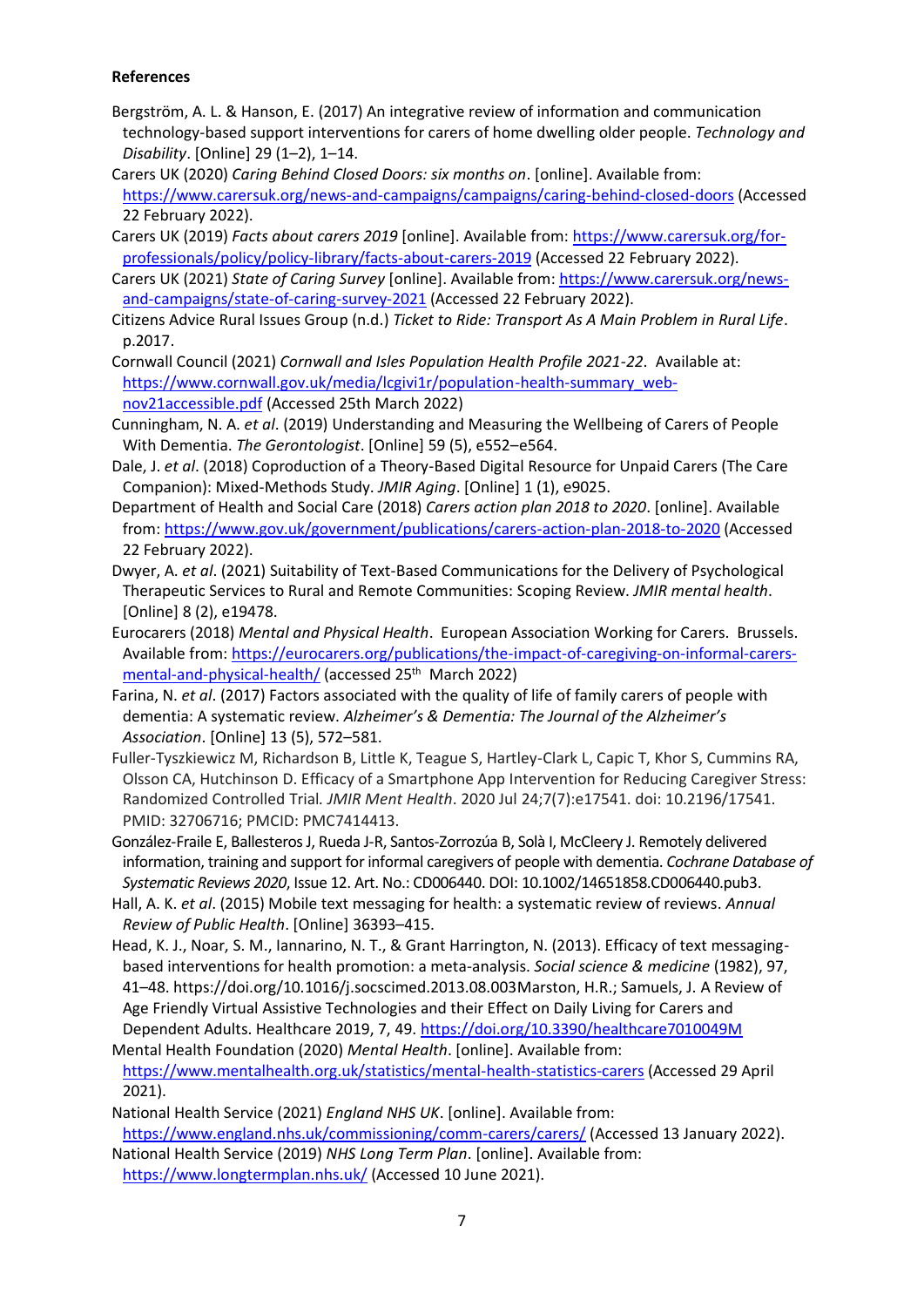**References**

Bergström, A. L. & Hanson, E. (2017) An integrative review of information and communication technology-based support interventions for carers of home dwelling older people. *Technology and Disability*. [Online] 29 (1–2), 1–14.

Carers UK (2020) *Caring Behind Closed Doors: six months on*. [online]. Available from: https://www.carersuk.org/news-and-campaigns/campaigns/caring-behind-closed-doors (Accessed 22 February 2022).

Carers UK (2019) *Facts about carers 2019* [online]. Available from: https://www.carersuk.org/for-professionals/policy/policy-library/facts-about-carers-2019 (Accessed 22 February 2022).

Carers UK (2021) *State of Caring Survey* [online]. Available from: https://www.carersuk.org/news-and-campaigns/state-of-caring-survey-2021 (Accessed 22 February 2022).

Citizens Advice Rural Issues Group (n.d.) *Ticket to Ride: Transport As A Main Problem in Rural Life*. p.2017.

Cornwall Council (2021) *Cornwall and Isles Population Health Profile 2021-22*. Available at: https://www.cornwall.gov.uk/media/lcgivi1r/population-health-summary_web-nov21accessible.pdf (Accessed 25th March 2022)

Cunningham, N. A. *et al*. (2019) Understanding and Measuring the Wellbeing of Carers of People With Dementia. *The Gerontologist*. [Online] 59 (5), e552–e564.

Dale, J. *et al*. (2018) Coproduction of a Theory-Based Digital Resource for Unpaid Carers (The Care Companion): Mixed-Methods Study. *JMIR Aging*. [Online] 1 (1), e9025.

Department of Health and Social Care (2018) *Carers action plan 2018 to 2020*. [online]. Available from: https://www.gov.uk/government/publications/carers-action-plan-2018-to-2020 (Accessed 22 February 2022).

Dwyer, A. *et al*. (2021) Suitability of Text-Based Communications for the Delivery of Psychological Therapeutic Services to Rural and Remote Communities: Scoping Review. *JMIR mental health*. [Online] 8 (2), e19478.

Eurocarers (2018) *Mental and Physical Health*. European Association Working for Carers. Brussels. Available from: https://eurocarers.org/publications/the-impact-of-caregiving-on-informal-carers-mental-and-physical-health/ (accessed 25th March 2022)

Farina, N. *et al*. (2017) Factors associated with the quality of life of family carers of people with dementia: A systematic review. *Alzheimer's & Dementia: The Journal of the Alzheimer's Association*. [Online] 13 (5), 572–581.

Fuller-Tyszkiewicz M, Richardson B, Little K, Teague S, Hartley-Clark L, Capic T, Khor S, Cummins RA, Olsson CA, Hutchinson D. Efficacy of a Smartphone App Intervention for Reducing Caregiver Stress: Randomized Controlled Trial. *JMIR Ment Health*. 2020 Jul 24;7(7):e17541. doi: 10.2196/17541. PMID: 32706716; PMCID: PMC7414413.

González-Fraile E, Ballesteros J, Rueda J-R, Santos-Zorrozúa B, Solà I, McCleery J. Remotely delivered information, training and support for informal caregivers of people with dementia. *Cochrane Database of Systematic Reviews 2020*, Issue 12. Art. No.: CD006440. DOI: 10.1002/14651858.CD006440.pub3.

Hall, A. K. *et al*. (2015) Mobile text messaging for health: a systematic review of reviews. *Annual Review of Public Health*. [Online] 36393–415.

Head, K. J., Noar, S. M., Iannarino, N. T., & Grant Harrington, N. (2013). Efficacy of text messaging-based interventions for health promotion: a meta-analysis. *Social science & medicine* (1982), 97, 41–48. https://doi.org/10.1016/j.socscimed.2013.08.003Marston, H.R.; Samuels, J. A Review of Age Friendly Virtual Assistive Technologies and their Effect on Daily Living for Carers and Dependent Adults. Healthcare 2019, 7, 49. https://doi.org/10.3390/healthcare7010049M

Mental Health Foundation (2020) *Mental Health*. [online]. Available from: https://www.mentalhealth.org.uk/statistics/mental-health-statistics-carers (Accessed 29 April 2021).

National Health Service (2021) *England NHS UK*. [online]. Available from: https://www.england.nhs.uk/commissioning/comm-carers/carers/ (Accessed 13 January 2022).

National Health Service (2019) *NHS Long Term Plan*. [online]. Available from: https://www.longtermplan.nhs.uk/ (Accessed 10 June 2021).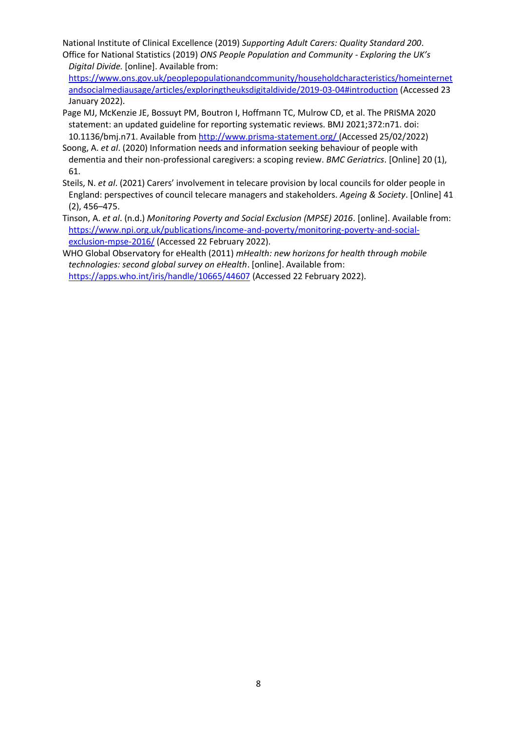National Institute of Clinical Excellence (2019) *Supporting Adult Carers: Quality Standard 200*.

Office for National Statistics (2019) *ONS People Population and Community - Exploring the UK's Digital Divide.* [online]. Available from: https://www.ons.gov.uk/peoplepopulationandcommunity/householdcharacteristics/homeinternetandsocialmediausage/articles/exploringtheuksdigitaldivide/2019-03-04#introduction (Accessed 23 January 2022).

Page MJ, McKenzie JE, Bossuyt PM, Boutron I, Hoffmann TC, Mulrow CD, et al. The PRISMA 2020 statement: an updated guideline for reporting systematic reviews. BMJ 2021;372:n71. doi: 10.1136/bmj.n71. Available from http://www.prisma-statement.org/ (Accessed 25/02/2022)

Soong, A. *et al*. (2020) Information needs and information seeking behaviour of people with dementia and their non-professional caregivers: a scoping review. *BMC Geriatrics*. [Online] 20 (1), 61.

Steils, N. *et al*. (2021) Carers' involvement in telecare provision by local councils for older people in England: perspectives of council telecare managers and stakeholders. *Ageing & Society*. [Online] 41 (2), 456–475.

Tinson, A. *et al*. (n.d.) *Monitoring Poverty and Social Exclusion (MPSE) 2016*. [online]. Available from: https://www.npi.org.uk/publications/income-and-poverty/monitoring-poverty-and-social-exclusion-mpse-2016/ (Accessed 22 February 2022).

WHO Global Observatory for eHealth (2011) *mHealth: new horizons for health through mobile technologies: second global survey on eHealth*. [online]. Available from: https://apps.who.int/iris/handle/10665/44607 (Accessed 22 February 2022).